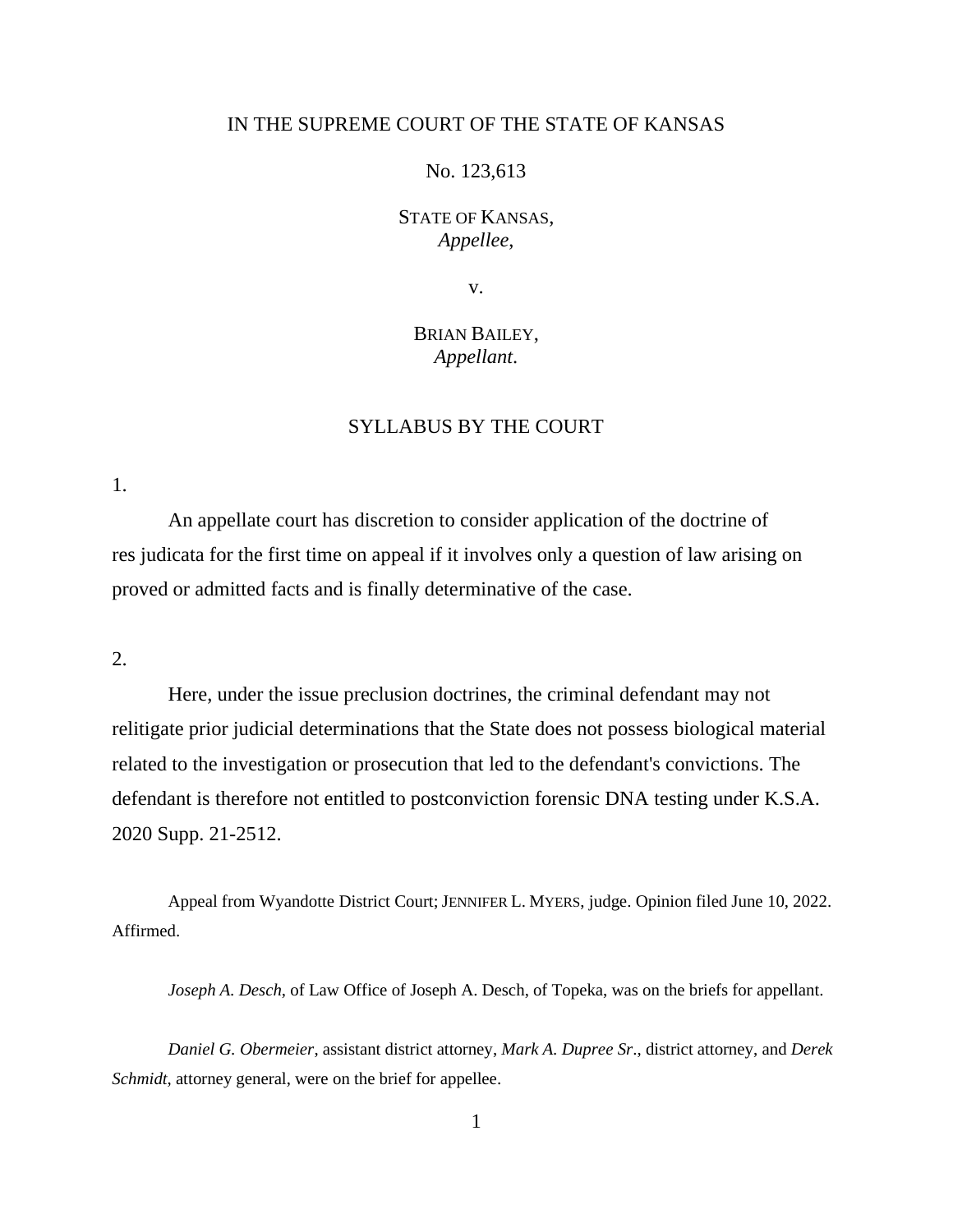IN THE SUPREME COURT OF THE STATE OF KANSAS

No. 123,613

STATE OF KANSAS,
*Appellee*,

v.

BRIAN BAILEY,
*Appellant*.

SYLLABUS BY THE COURT

1.

An appellate court has discretion to consider application of the doctrine of res judicata for the first time on appeal if it involves only a question of law arising on proved or admitted facts and is finally determinative of the case.

2.

Here, under the issue preclusion doctrines, the criminal defendant may not relitigate prior judicial determinations that the State does not possess biological material related to the investigation or prosecution that led to the defendant's convictions. The defendant is therefore not entitled to postconviction forensic DNA testing under K.S.A. 2020 Supp. 21-2512.

Appeal from Wyandotte District Court; JENNIFER L. MYERS, judge. Opinion filed June 10, 2022. Affirmed.

*Joseph A. Desch*, of Law Office of Joseph A. Desch, of Topeka, was on the briefs for appellant.

*Daniel G. Obermeier*, assistant district attorney, *Mark A. Dupree Sr*., district attorney, and *Derek Schmidt*, attorney general, were on the brief for appellee.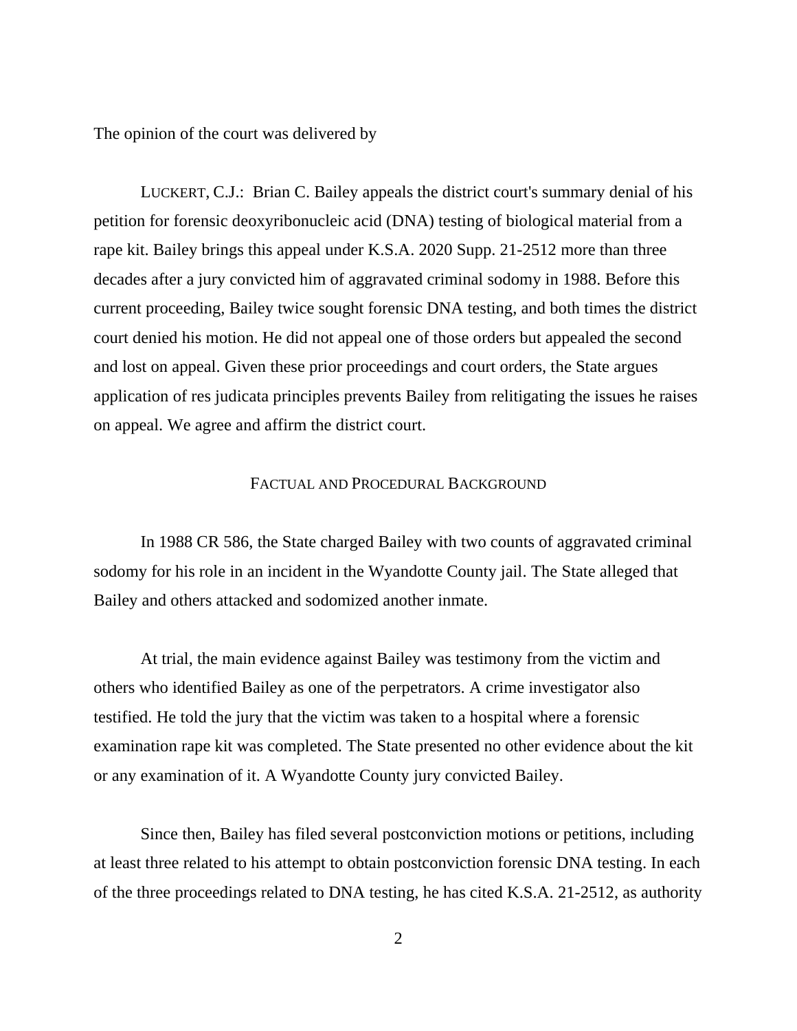The opinion of the court was delivered by

LUCKERT, C.J.: Brian C. Bailey appeals the district court's summary denial of his petition for forensic deoxyribonucleic acid (DNA) testing of biological material from a rape kit. Bailey brings this appeal under K.S.A. 2020 Supp. 21-2512 more than three decades after a jury convicted him of aggravated criminal sodomy in 1988. Before this current proceeding, Bailey twice sought forensic DNA testing, and both times the district court denied his motion. He did not appeal one of those orders but appealed the second and lost on appeal. Given these prior proceedings and court orders, the State argues application of res judicata principles prevents Bailey from relitigating the issues he raises on appeal. We agree and affirm the district court.

## FACTUAL AND PROCEDURAL BACKGROUND

In 1988 CR 586, the State charged Bailey with two counts of aggravated criminal sodomy for his role in an incident in the Wyandotte County jail. The State alleged that Bailey and others attacked and sodomized another inmate.

At trial, the main evidence against Bailey was testimony from the victim and others who identified Bailey as one of the perpetrators. A crime investigator also testified. He told the jury that the victim was taken to a hospital where a forensic examination rape kit was completed. The State presented no other evidence about the kit or any examination of it. A Wyandotte County jury convicted Bailey.

Since then, Bailey has filed several postconviction motions or petitions, including at least three related to his attempt to obtain postconviction forensic DNA testing. In each of the three proceedings related to DNA testing, he has cited K.S.A. 21-2512, as authority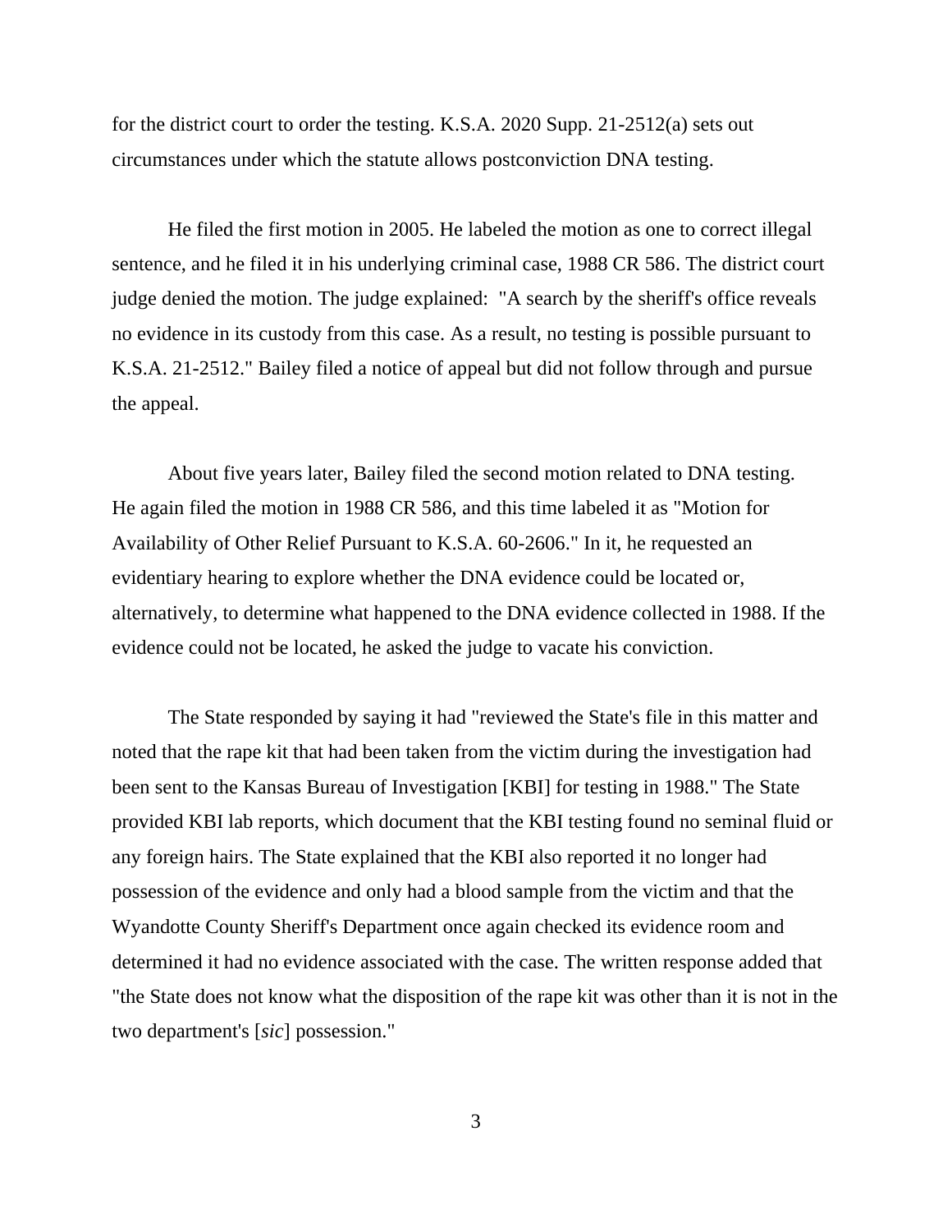for the district court to order the testing. K.S.A. 2020 Supp. 21-2512(a) sets out circumstances under which the statute allows postconviction DNA testing.

He filed the first motion in 2005. He labeled the motion as one to correct illegal sentence, and he filed it in his underlying criminal case, 1988 CR 586. The district court judge denied the motion. The judge explained: "A search by the sheriff's office reveals no evidence in its custody from this case. As a result, no testing is possible pursuant to K.S.A. 21-2512." Bailey filed a notice of appeal but did not follow through and pursue the appeal.

About five years later, Bailey filed the second motion related to DNA testing. He again filed the motion in 1988 CR 586, and this time labeled it as "Motion for Availability of Other Relief Pursuant to K.S.A. 60-2606." In it, he requested an evidentiary hearing to explore whether the DNA evidence could be located or, alternatively, to determine what happened to the DNA evidence collected in 1988. If the evidence could not be located, he asked the judge to vacate his conviction.

The State responded by saying it had "reviewed the State's file in this matter and noted that the rape kit that had been taken from the victim during the investigation had been sent to the Kansas Bureau of Investigation [KBI] for testing in 1988." The State provided KBI lab reports, which document that the KBI testing found no seminal fluid or any foreign hairs. The State explained that the KBI also reported it no longer had possession of the evidence and only had a blood sample from the victim and that the Wyandotte County Sheriff's Department once again checked its evidence room and determined it had no evidence associated with the case. The written response added that "the State does not know what the disposition of the rape kit was other than it is not in the two department's [*sic*] possession."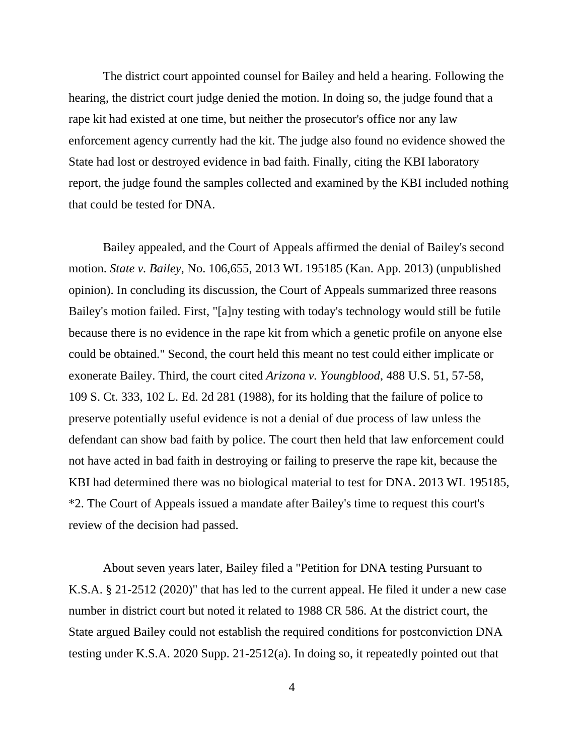The district court appointed counsel for Bailey and held a hearing. Following the hearing, the district court judge denied the motion. In doing so, the judge found that a rape kit had existed at one time, but neither the prosecutor's office nor any law enforcement agency currently had the kit. The judge also found no evidence showed the State had lost or destroyed evidence in bad faith. Finally, citing the KBI laboratory report, the judge found the samples collected and examined by the KBI included nothing that could be tested for DNA.

Bailey appealed, and the Court of Appeals affirmed the denial of Bailey's second motion. *State v. Bailey*, No. 106,655, 2013 WL 195185 (Kan. App. 2013) (unpublished opinion). In concluding its discussion, the Court of Appeals summarized three reasons Bailey's motion failed. First, "[a]ny testing with today's technology would still be futile because there is no evidence in the rape kit from which a genetic profile on anyone else could be obtained." Second, the court held this meant no test could either implicate or exonerate Bailey. Third, the court cited *Arizona v. Youngblood*, 488 U.S. 51, 57-58, 109 S. Ct. 333, 102 L. Ed. 2d 281 (1988), for its holding that the failure of police to preserve potentially useful evidence is not a denial of due process of law unless the defendant can show bad faith by police. The court then held that law enforcement could not have acted in bad faith in destroying or failing to preserve the rape kit, because the KBI had determined there was no biological material to test for DNA. 2013 WL 195185, *2. The Court of Appeals issued a mandate after Bailey's time to request this court's review of the decision had passed.

About seven years later, Bailey filed a "Petition for DNA testing Pursuant to K.S.A. § 21-2512 (2020)" that has led to the current appeal. He filed it under a new case number in district court but noted it related to 1988 CR 586. At the district court, the State argued Bailey could not establish the required conditions for postconviction DNA testing under K.S.A. 2020 Supp. 21-2512(a). In doing so, it repeatedly pointed out that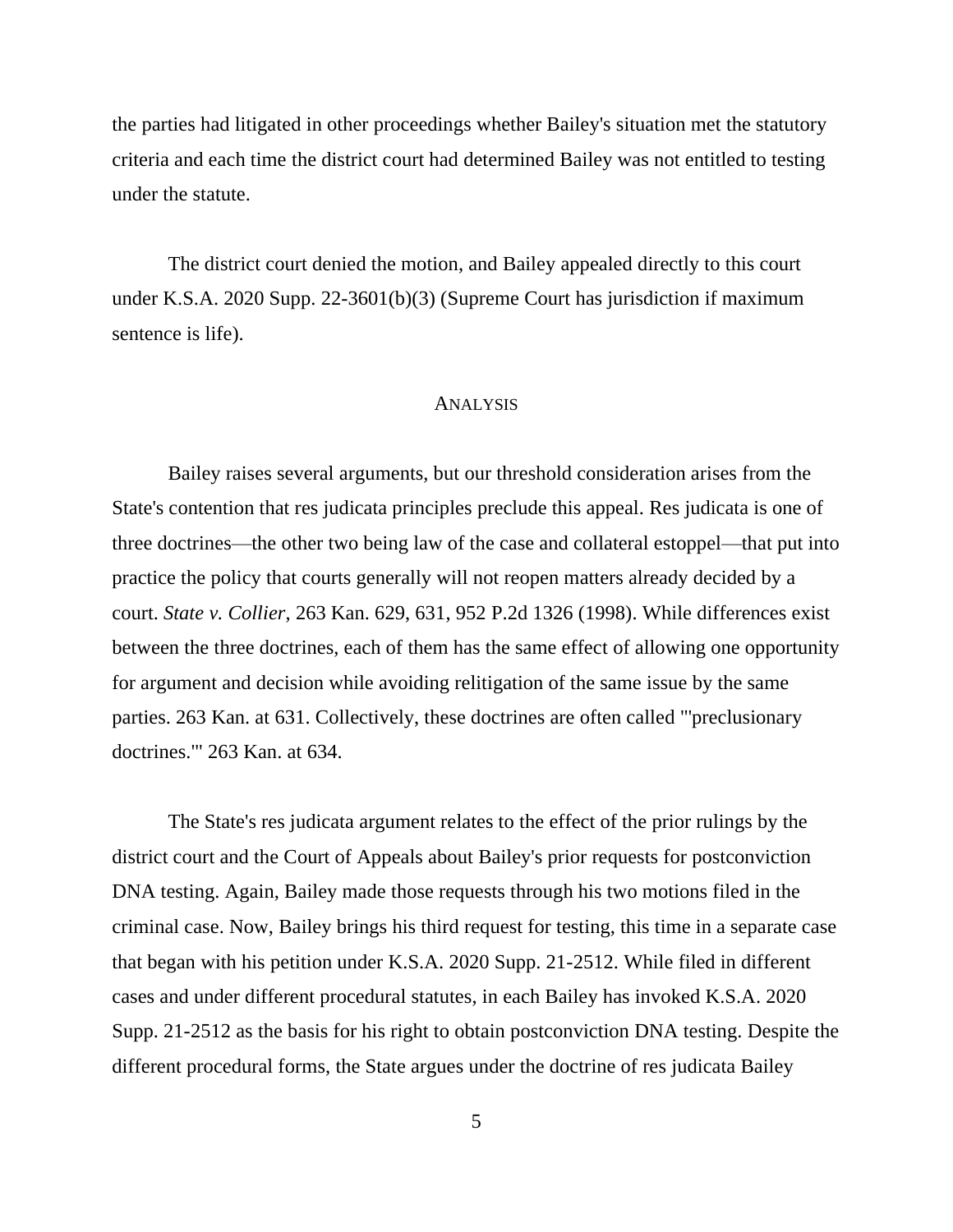the parties had litigated in other proceedings whether Bailey's situation met the statutory criteria and each time the district court had determined Bailey was not entitled to testing under the statute.

The district court denied the motion, and Bailey appealed directly to this court under K.S.A. 2020 Supp. 22-3601(b)(3) (Supreme Court has jurisdiction if maximum sentence is life).

## ANALYSIS

Bailey raises several arguments, but our threshold consideration arises from the State's contention that res judicata principles preclude this appeal. Res judicata is one of three doctrines—the other two being law of the case and collateral estoppel—that put into practice the policy that courts generally will not reopen matters already decided by a court. *State v. Collier*, 263 Kan. 629, 631, 952 P.2d 1326 (1998). While differences exist between the three doctrines, each of them has the same effect of allowing one opportunity for argument and decision while avoiding relitigation of the same issue by the same parties. 263 Kan. at 631. Collectively, these doctrines are often called "'preclusionary doctrines.'" 263 Kan. at 634.

The State's res judicata argument relates to the effect of the prior rulings by the district court and the Court of Appeals about Bailey's prior requests for postconviction DNA testing. Again, Bailey made those requests through his two motions filed in the criminal case. Now, Bailey brings his third request for testing, this time in a separate case that began with his petition under K.S.A. 2020 Supp. 21-2512. While filed in different cases and under different procedural statutes, in each Bailey has invoked K.S.A. 2020 Supp. 21-2512 as the basis for his right to obtain postconviction DNA testing. Despite the different procedural forms, the State argues under the doctrine of res judicata Bailey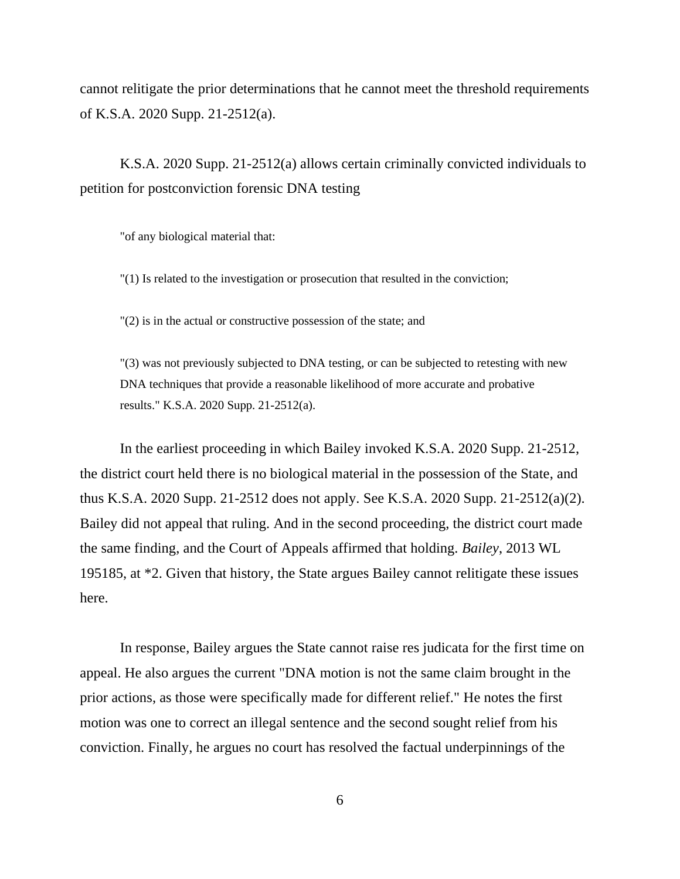cannot relitigate the prior determinations that he cannot meet the threshold requirements of K.S.A. 2020 Supp. 21-2512(a).

K.S.A. 2020 Supp. 21-2512(a) allows certain criminally convicted individuals to petition for postconviction forensic DNA testing

> "of any biological material that:
>
> "(1) Is related to the investigation or prosecution that resulted in the conviction;
>
> "(2) is in the actual or constructive possession of the state; and
>
> "(3) was not previously subjected to DNA testing, or can be subjected to retesting with new DNA techniques that provide a reasonable likelihood of more accurate and probative results." K.S.A. 2020 Supp. 21-2512(a).

In the earliest proceeding in which Bailey invoked K.S.A. 2020 Supp. 21-2512, the district court held there is no biological material in the possession of the State, and thus K.S.A. 2020 Supp. 21-2512 does not apply. See K.S.A. 2020 Supp. 21-2512(a)(2). Bailey did not appeal that ruling. And in the second proceeding, the district court made the same finding, and the Court of Appeals affirmed that holding. *Bailey*, 2013 WL 195185, at *2. Given that history, the State argues Bailey cannot relitigate these issues here.

In response, Bailey argues the State cannot raise res judicata for the first time on appeal. He also argues the current "DNA motion is not the same claim brought in the prior actions, as those were specifically made for different relief." He notes the first motion was one to correct an illegal sentence and the second sought relief from his conviction. Finally, he argues no court has resolved the factual underpinnings of the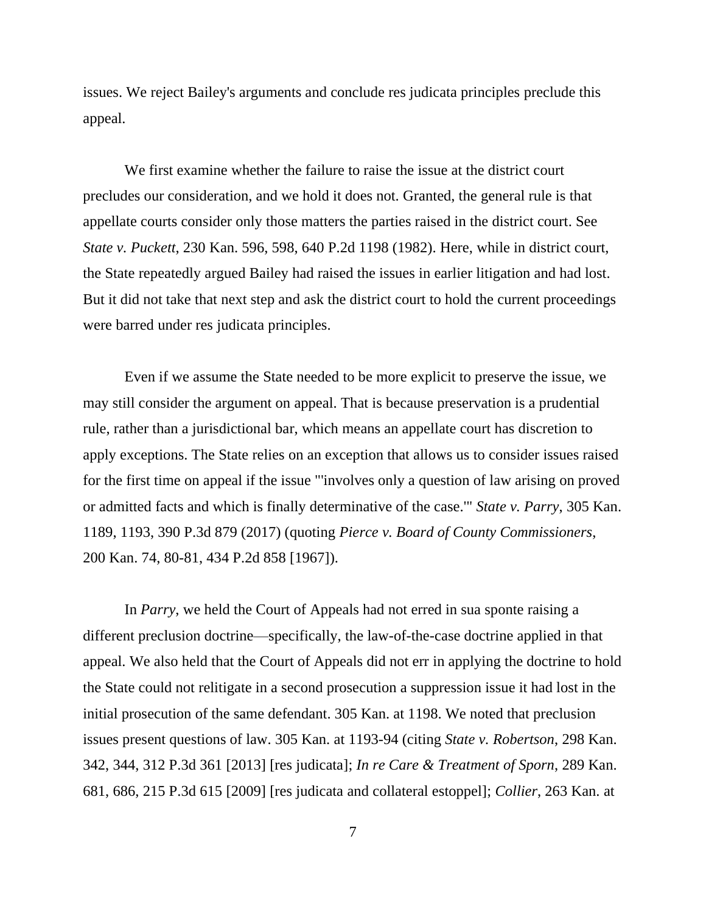issues. We reject Bailey's arguments and conclude res judicata principles preclude this appeal.

We first examine whether the failure to raise the issue at the district court precludes our consideration, and we hold it does not. Granted, the general rule is that appellate courts consider only those matters the parties raised in the district court. See *State v. Puckett*, 230 Kan. 596, 598, 640 P.2d 1198 (1982). Here, while in district court, the State repeatedly argued Bailey had raised the issues in earlier litigation and had lost. But it did not take that next step and ask the district court to hold the current proceedings were barred under res judicata principles.

Even if we assume the State needed to be more explicit to preserve the issue, we may still consider the argument on appeal. That is because preservation is a prudential rule, rather than a jurisdictional bar, which means an appellate court has discretion to apply exceptions. The State relies on an exception that allows us to consider issues raised for the first time on appeal if the issue "'involves only a question of law arising on proved or admitted facts and which is finally determinative of the case.'" *State v. Parry*, 305 Kan. 1189, 1193, 390 P.3d 879 (2017) (quoting *Pierce v. Board of County Commissioners*, 200 Kan. 74, 80-81, 434 P.2d 858 [1967]).

In *Parry*, we held the Court of Appeals had not erred in sua sponte raising a different preclusion doctrine—specifically, the law-of-the-case doctrine applied in that appeal. We also held that the Court of Appeals did not err in applying the doctrine to hold the State could not relitigate in a second prosecution a suppression issue it had lost in the initial prosecution of the same defendant. 305 Kan. at 1198. We noted that preclusion issues present questions of law. 305 Kan. at 1193-94 (citing *State v. Robertson*, 298 Kan. 342, 344, 312 P.3d 361 [2013] [res judicata]; *In re Care & Treatment of Sporn*, 289 Kan. 681, 686, 215 P.3d 615 [2009] [res judicata and collateral estoppel]; *Collier*, 263 Kan. at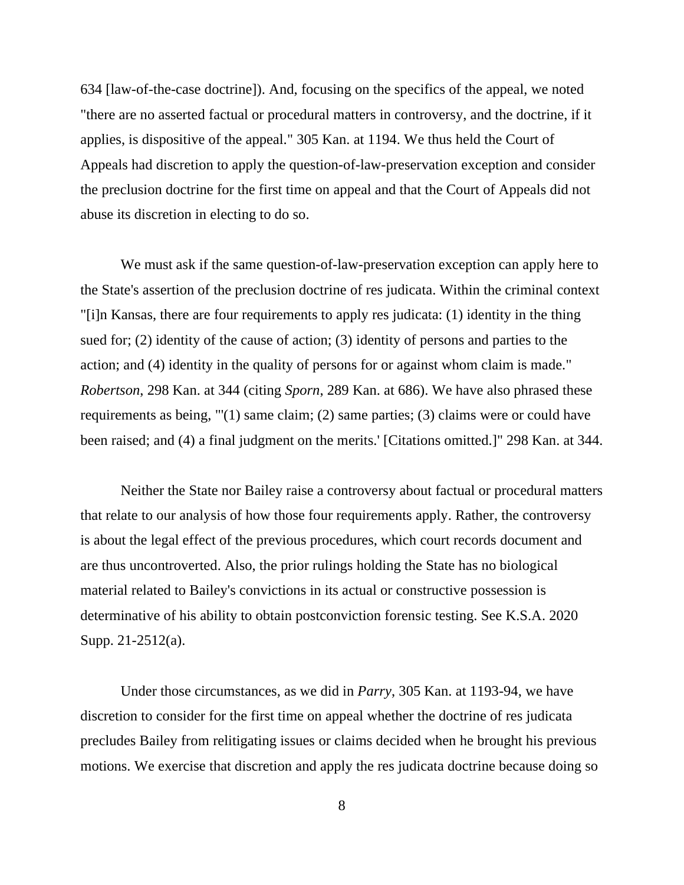634 [law-of-the-case doctrine]). And, focusing on the specifics of the appeal, we noted "there are no asserted factual or procedural matters in controversy, and the doctrine, if it applies, is dispositive of the appeal." 305 Kan. at 1194. We thus held the Court of Appeals had discretion to apply the question-of-law-preservation exception and consider the preclusion doctrine for the first time on appeal and that the Court of Appeals did not abuse its discretion in electing to do so.

We must ask if the same question-of-law-preservation exception can apply here to the State's assertion of the preclusion doctrine of res judicata. Within the criminal context "[i]n Kansas, there are four requirements to apply res judicata: (1) identity in the thing sued for; (2) identity of the cause of action; (3) identity of persons and parties to the action; and (4) identity in the quality of persons for or against whom claim is made." *Robertson*, 298 Kan. at 344 (citing *Sporn*, 289 Kan. at 686). We have also phrased these requirements as being, "'(1) same claim; (2) same parties; (3) claims were or could have been raised; and (4) a final judgment on the merits.' [Citations omitted.]" 298 Kan. at 344.

Neither the State nor Bailey raise a controversy about factual or procedural matters that relate to our analysis of how those four requirements apply. Rather, the controversy is about the legal effect of the previous procedures, which court records document and are thus uncontroverted. Also, the prior rulings holding the State has no biological material related to Bailey's convictions in its actual or constructive possession is determinative of his ability to obtain postconviction forensic testing. See K.S.A. 2020 Supp. 21-2512(a).

Under those circumstances, as we did in *Parry*, 305 Kan. at 1193-94, we have discretion to consider for the first time on appeal whether the doctrine of res judicata precludes Bailey from relitigating issues or claims decided when he brought his previous motions. We exercise that discretion and apply the res judicata doctrine because doing so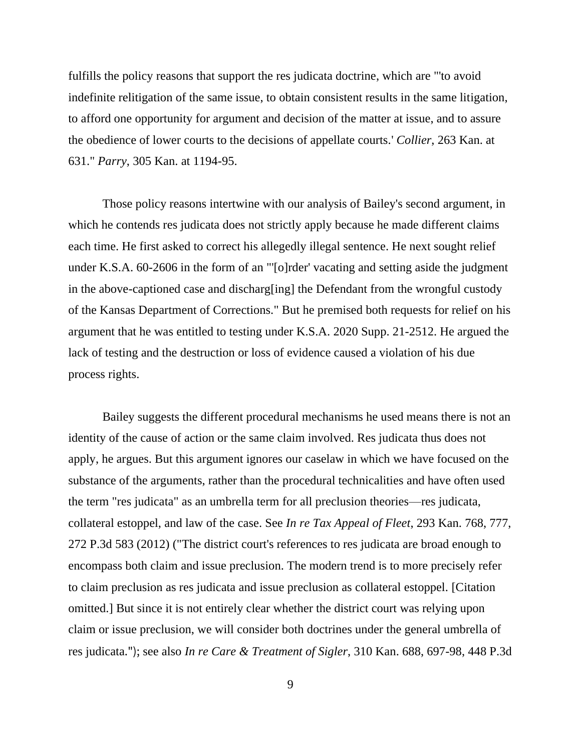fulfills the policy reasons that support the res judicata doctrine, which are "'to avoid indefinite relitigation of the same issue, to obtain consistent results in the same litigation, to afford one opportunity for argument and decision of the matter at issue, and to assure the obedience of lower courts to the decisions of appellate courts.' *Collier*, 263 Kan. at 631." *Parry*, 305 Kan. at 1194-95.

Those policy reasons intertwine with our analysis of Bailey's second argument, in which he contends res judicata does not strictly apply because he made different claims each time. He first asked to correct his allegedly illegal sentence. He next sought relief under K.S.A. 60-2606 in the form of an "'[o]rder' vacating and setting aside the judgment in the above-captioned case and discharg[ing] the Defendant from the wrongful custody of the Kansas Department of Corrections." But he premised both requests for relief on his argument that he was entitled to testing under K.S.A. 2020 Supp. 21-2512. He argued the lack of testing and the destruction or loss of evidence caused a violation of his due process rights.

Bailey suggests the different procedural mechanisms he used means there is not an identity of the cause of action or the same claim involved. Res judicata thus does not apply, he argues. But this argument ignores our caselaw in which we have focused on the substance of the arguments, rather than the procedural technicalities and have often used the term "res judicata" as an umbrella term for all preclusion theories—res judicata, collateral estoppel, and law of the case. See *In re Tax Appeal of Fleet*, 293 Kan. 768, 777, 272 P.3d 583 (2012) ("The district court's references to res judicata are broad enough to encompass both claim and issue preclusion. The modern trend is to more precisely refer to claim preclusion as res judicata and issue preclusion as collateral estoppel. [Citation omitted.] But since it is not entirely clear whether the district court was relying upon claim or issue preclusion, we will consider both doctrines under the general umbrella of res judicata."); see also *In re Care & Treatment of Sigler*, 310 Kan. 688, 697-98, 448 P.3d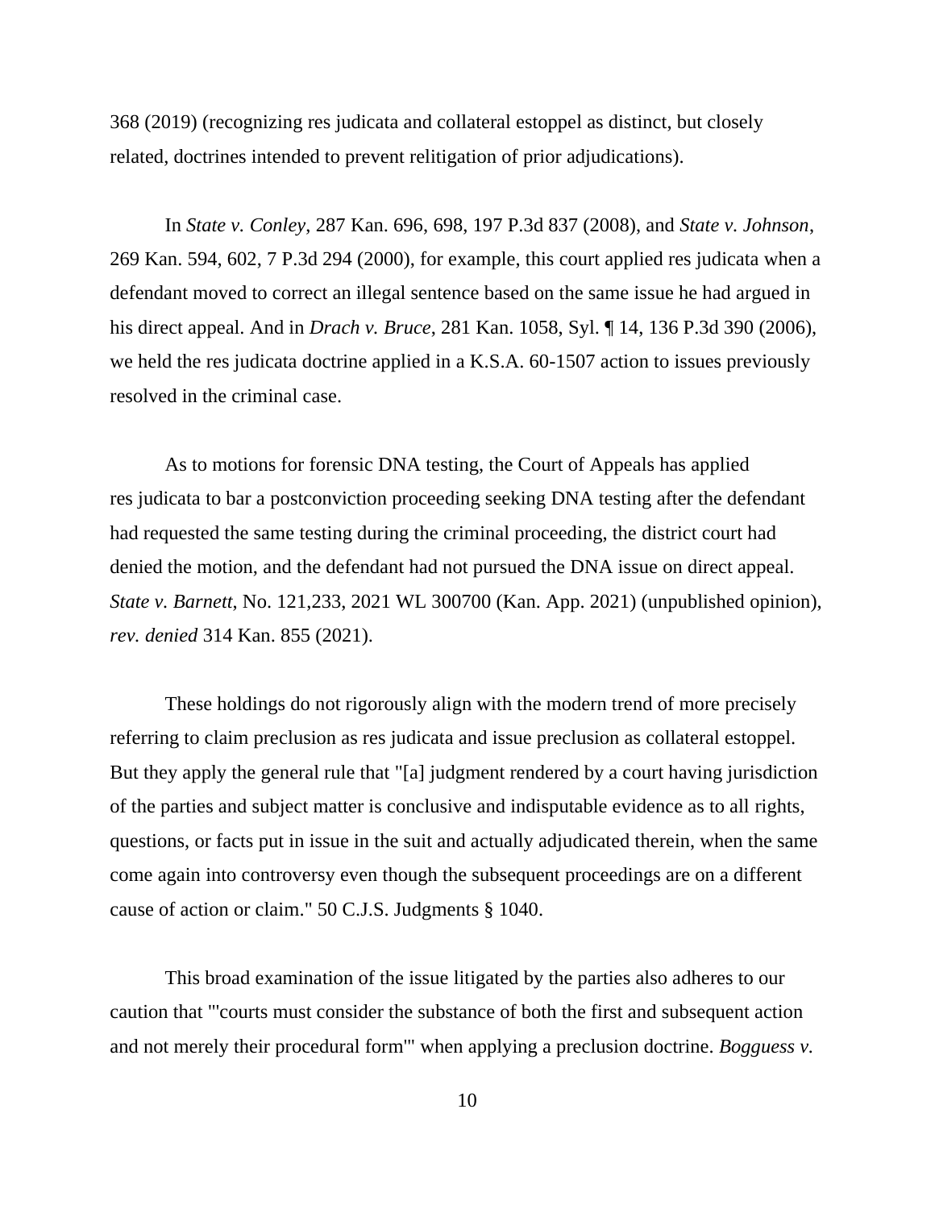368 (2019) (recognizing res judicata and collateral estoppel as distinct, but closely related, doctrines intended to prevent relitigation of prior adjudications).

In *State v. Conley*, 287 Kan. 696, 698, 197 P.3d 837 (2008), and *State v. Johnson*, 269 Kan. 594, 602, 7 P.3d 294 (2000), for example, this court applied res judicata when a defendant moved to correct an illegal sentence based on the same issue he had argued in his direct appeal. And in *Drach v. Bruce*, 281 Kan. 1058, Syl. ¶ 14, 136 P.3d 390 (2006), we held the res judicata doctrine applied in a K.S.A. 60-1507 action to issues previously resolved in the criminal case.

As to motions for forensic DNA testing, the Court of Appeals has applied res judicata to bar a postconviction proceeding seeking DNA testing after the defendant had requested the same testing during the criminal proceeding, the district court had denied the motion, and the defendant had not pursued the DNA issue on direct appeal. *State v. Barnett*, No. 121,233, 2021 WL 300700 (Kan. App. 2021) (unpublished opinion), *rev. denied* 314 Kan. 855 (2021).

These holdings do not rigorously align with the modern trend of more precisely referring to claim preclusion as res judicata and issue preclusion as collateral estoppel. But they apply the general rule that "[a] judgment rendered by a court having jurisdiction of the parties and subject matter is conclusive and indisputable evidence as to all rights, questions, or facts put in issue in the suit and actually adjudicated therein, when the same come again into controversy even though the subsequent proceedings are on a different cause of action or claim." 50 C.J.S. Judgments § 1040.

This broad examination of the issue litigated by the parties also adheres to our caution that "'courts must consider the substance of both the first and subsequent action and not merely their procedural form'" when applying a preclusion doctrine. *Bogguess v.*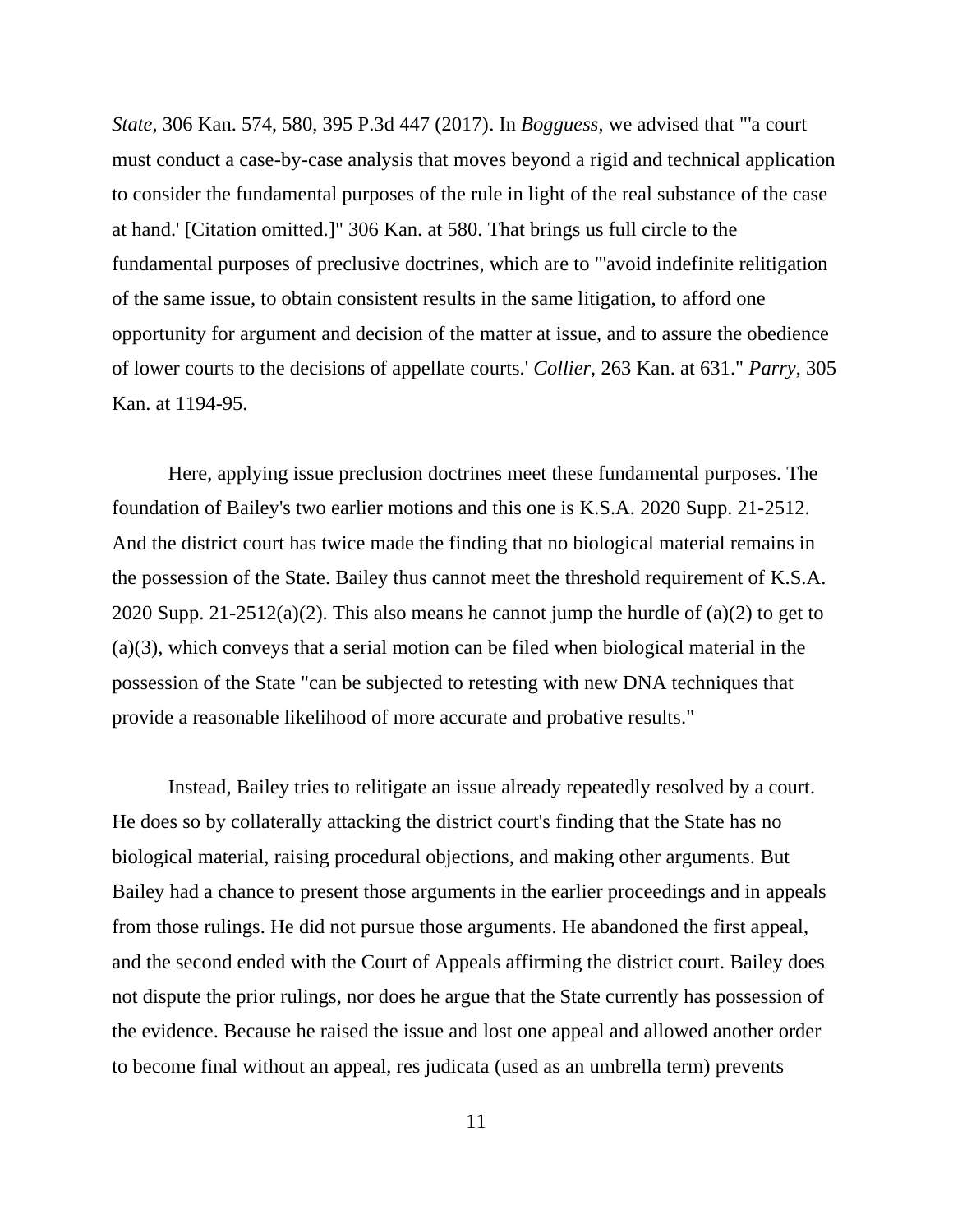*State*, 306 Kan. 574, 580, 395 P.3d 447 (2017). In *Bogguess*, we advised that "'a court must conduct a case-by-case analysis that moves beyond a rigid and technical application to consider the fundamental purposes of the rule in light of the real substance of the case at hand.' [Citation omitted.]" 306 Kan. at 580. That brings us full circle to the fundamental purposes of preclusive doctrines, which are to "'avoid indefinite relitigation of the same issue, to obtain consistent results in the same litigation, to afford one opportunity for argument and decision of the matter at issue, and to assure the obedience of lower courts to the decisions of appellate courts.' *Collier*, 263 Kan. at 631." *Parry*, 305 Kan. at 1194-95.

Here, applying issue preclusion doctrines meet these fundamental purposes. The foundation of Bailey's two earlier motions and this one is K.S.A. 2020 Supp. 21-2512. And the district court has twice made the finding that no biological material remains in the possession of the State. Bailey thus cannot meet the threshold requirement of K.S.A. 2020 Supp. 21-2512(a)(2). This also means he cannot jump the hurdle of (a)(2) to get to (a)(3), which conveys that a serial motion can be filed when biological material in the possession of the State "can be subjected to retesting with new DNA techniques that provide a reasonable likelihood of more accurate and probative results."

Instead, Bailey tries to relitigate an issue already repeatedly resolved by a court. He does so by collaterally attacking the district court's finding that the State has no biological material, raising procedural objections, and making other arguments. But Bailey had a chance to present those arguments in the earlier proceedings and in appeals from those rulings. He did not pursue those arguments. He abandoned the first appeal, and the second ended with the Court of Appeals affirming the district court. Bailey does not dispute the prior rulings, nor does he argue that the State currently has possession of the evidence. Because he raised the issue and lost one appeal and allowed another order to become final without an appeal, res judicata (used as an umbrella term) prevents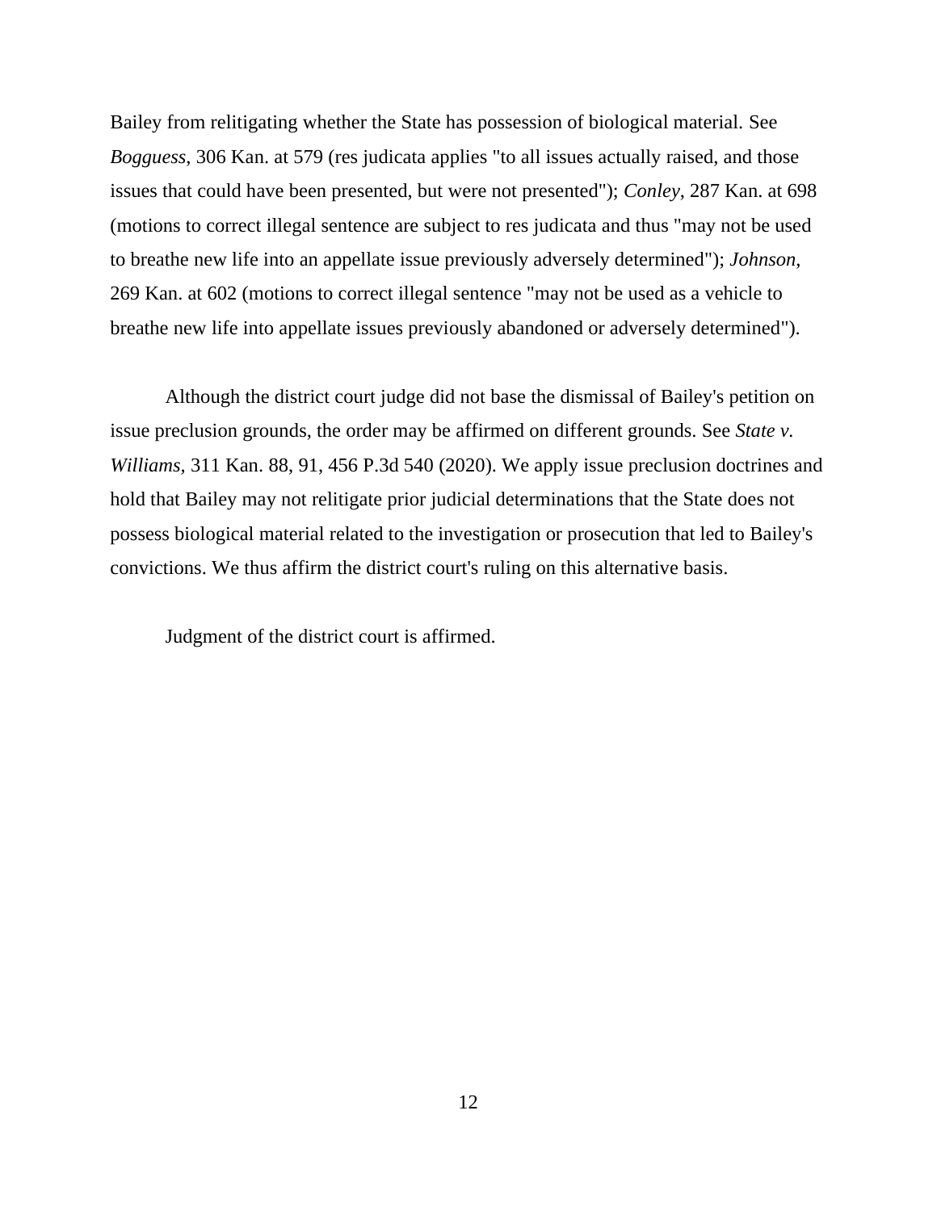Bailey from relitigating whether the State has possession of biological material. See *Bogguess*, 306 Kan. at 579 (res judicata applies "to all issues actually raised, and those issues that could have been presented, but were not presented"); *Conley*, 287 Kan. at 698 (motions to correct illegal sentence are subject to res judicata and thus "may not be used to breathe new life into an appellate issue previously adversely determined"); *Johnson*, 269 Kan. at 602 (motions to correct illegal sentence "may not be used as a vehicle to breathe new life into appellate issues previously abandoned or adversely determined").

Although the district court judge did not base the dismissal of Bailey's petition on issue preclusion grounds, the order may be affirmed on different grounds. See *State v. Williams*, 311 Kan. 88, 91, 456 P.3d 540 (2020). We apply issue preclusion doctrines and hold that Bailey may not relitigate prior judicial determinations that the State does not possess biological material related to the investigation or prosecution that led to Bailey's convictions. We thus affirm the district court's ruling on this alternative basis.

Judgment of the district court is affirmed.